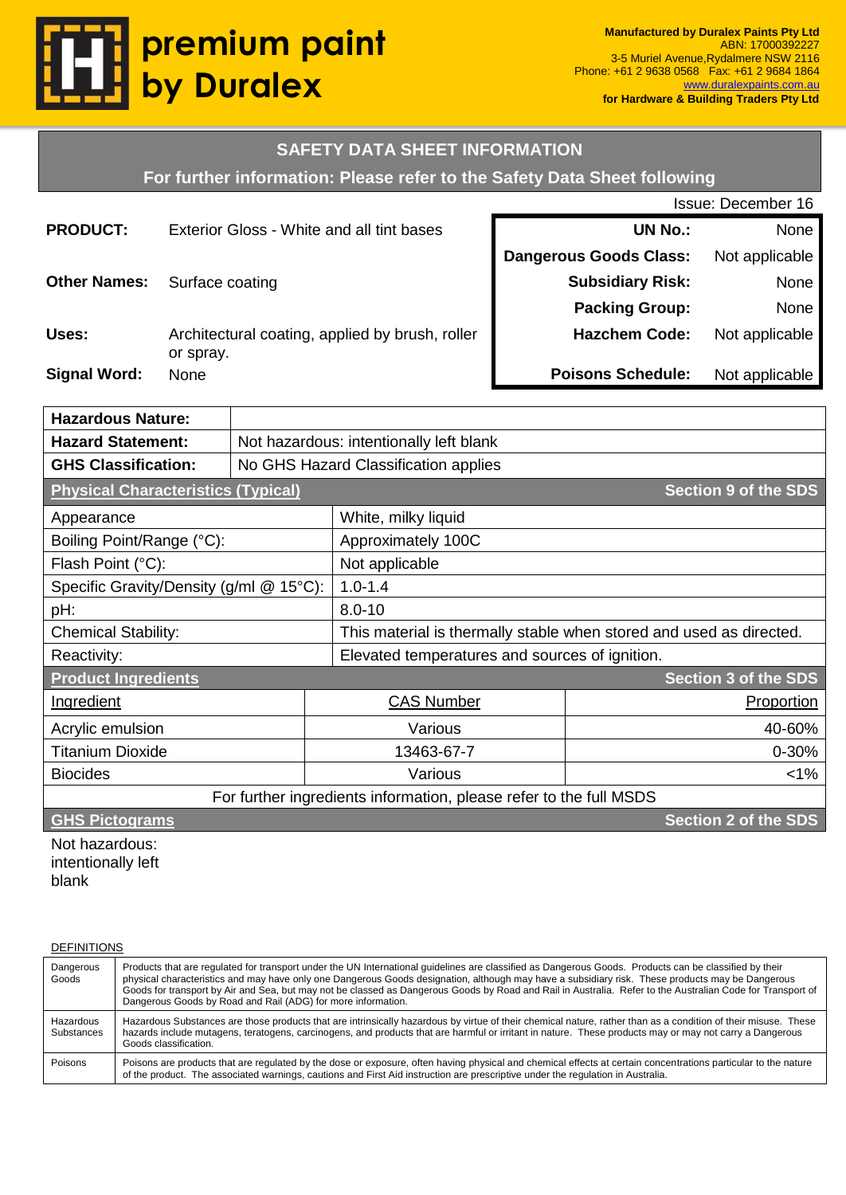# premium paint by Duralex

**Manufactured by Duralex Paints Pty Ltd**
ABN: 17000392227
3-5 Muriel Avenue,Rydalmere NSW 2116
Phone: +61 2 9638 0568 Fax: +61 2 9684 1864
www.duralexpaints.com.au
**for Hardware & Building Traders Pty Ltd**

## SAFETY DATA SHEET INFORMATION

**For further information: Please refer to the Safety Data Sheet following**

Issue: December 16

| | |
|---|---|
| **PRODUCT:** | Exterior Gloss - White and all tint bases |
| **Other Names:** | Surface coating |
| **Uses:** | Architectural coating, applied by brush, roller or spray. |
| **Signal Word:** | None |

| | |
|---|---|
| **UN No.:** | None |
| **Dangerous Goods Class:** | Not applicable |
| **Subsidiary Risk:** | None |
| **Packing Group:** | None |
| **Hazchem Code:** | Not applicable |
| **Poisons Schedule:** | Not applicable |

| | |
|---|---|
| **Hazardous Nature:** | |
| **Hazard Statement:** | Not hazardous: intentionally left blank |
| **GHS Classification:** | No GHS Hazard Classification applies |

### Physical Characteristics (Typical) — Section 9 of the SDS

| | |
|---|---|
| Appearance | White, milky liquid |
| Boiling Point/Range (°C): | Approximately 100C |
| Flash Point (°C): | Not applicable |
| Specific Gravity/Density (g/ml @ 15°C): | 1.0-1.4 |
| pH: | 8.0-10 |
| Chemical Stability: | This material is thermally stable when stored and used as directed. |
| Reactivity: | Elevated temperatures and sources of ignition. |

### Product Ingredients — Section 3 of the SDS

| Ingredient | CAS Number | Proportion |
|---|---|---|
| Acrylic emulsion | Various | 40-60% |
| Titanium Dioxide | 13463-67-7 | 0-30% |
| Biocides | Various | <1% |

For further ingredients information, please refer to the full MSDS

### GHS Pictograms — Section 2 of the SDS

Not hazardous: intentionally left blank

DEFINITIONS

| | |
|---|---|
| Dangerous Goods | Products that are regulated for transport under the UN International guidelines are classified as Dangerous Goods. Products can be classified by their physical characteristics and may have only one Dangerous Goods designation, although may have a subsidiary risk. These products may be Dangerous Goods for transport by Air and Sea, but may not be classed as Dangerous Goods by Road and Rail in Australia. Refer to the Australian Code for Transport of Dangerous Goods by Road and Rail (ADG) for more information. |
| Hazardous Substances | Hazardous Substances are those products that are intrinsically hazardous by virtue of their chemical nature, rather than as a condition of their misuse. These hazards include mutagens, teratogens, carcinogens, and products that are harmful or irritant in nature. These products may or may not carry a Dangerous Goods classification. |
| Poisons | Poisons are products that are regulated by the dose or exposure, often having physical and chemical effects at certain concentrations particular to the nature of the product. The associated warnings, cautions and First Aid instruction are prescriptive under the regulation in Australia. |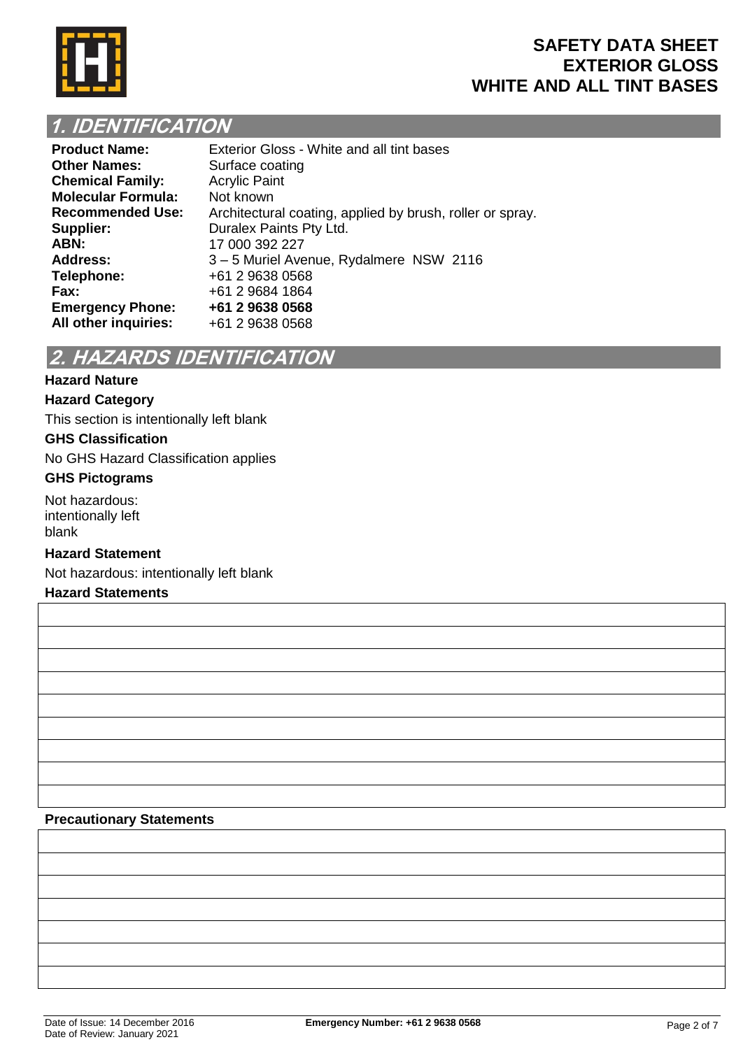# SAFETY DATA SHEET
# EXTERIOR GLOSS
# WHITE AND ALL TINT BASES

## 1. IDENTIFICATION

| | |
|---|---|
| **Product Name:** | Exterior Gloss - White and all tint bases |
| **Other Names:** | Surface coating |
| **Chemical Family:** | Acrylic Paint |
| **Molecular Formula:** | Not known |
| **Recommended Use:** | Architectural coating, applied by brush, roller or spray. |
| **Supplier:** | Duralex Paints Pty Ltd. |
| **ABN:** | 17 000 392 227 |
| **Address:** | 3 – 5 Muriel Avenue, Rydalmere NSW 2116 |
| **Telephone:** | +61 2 9638 0568 |
| **Fax:** | +61 2 9684 1864 |
| **Emergency Phone:** | **+61 2 9638 0568** |
| **All other inquiries:** | +61 2 9638 0568 |

## 2. HAZARDS IDENTIFICATION

**Hazard Nature**

**Hazard Category**

This section is intentionally left blank

**GHS Classification**

No GHS Hazard Classification applies

**GHS Pictograms**

Not hazardous: intentionally left blank

**Hazard Statement**

Not hazardous: intentionally left blank

**Hazard Statements**

| |
|---|
| |
| |
| |
| |
| |
| |
| |
| |

**Precautionary Statements**

| |
|---|
| |
| |
| |
| |
| |
| |

Date of Issue: 14 December 2016
Date of Review: January 2021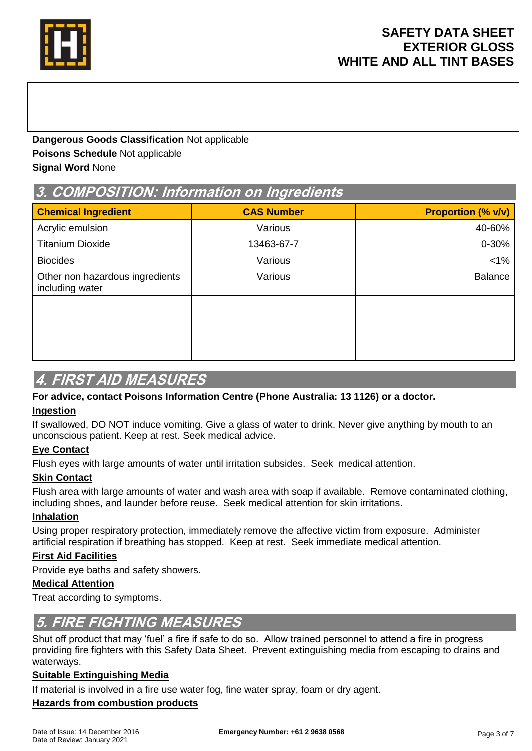**Dangerous Goods Classification** Not applicable
**Poisons Schedule** Not applicable
**Signal Word** None

## 3. COMPOSITION: Information on Ingredients

| Chemical Ingredient | CAS Number | Proportion (% v/v) |
|---|---|---|
| Acrylic emulsion | Various | 40-60% |
| Titanium Dioxide | 13463-67-7 | 0-30% |
| Biocides | Various | <1% |
| Other non hazardous ingredients including water | Various | Balance |
| | | |
| | | |
| | | |
| | | |

## 4. FIRST AID MEASURES

**For advice, contact Poisons Information Centre (Phone Australia: 13 1126) or a doctor.**

**Ingestion**

If swallowed, DO NOT induce vomiting. Give a glass of water to drink. Never give anything by mouth to an unconscious patient. Keep at rest. Seek medical advice.

**Eye Contact**

Flush eyes with large amounts of water until irritation subsides. Seek medical attention.

**Skin Contact**

Flush area with large amounts of water and wash area with soap if available. Remove contaminated clothing, including shoes, and launder before reuse. Seek medical attention for skin irritations.

**Inhalation**

Using proper respiratory protection, immediately remove the affective victim from exposure. Administer artificial respiration if breathing has stopped. Keep at rest. Seek immediate medical attention.

**First Aid Facilities**

Provide eye baths and safety showers.

**Medical Attention**

Treat according to symptoms.

## 5. FIRE FIGHTING MEASURES

Shut off product that may 'fuel' a fire if safe to do so. Allow trained personnel to attend a fire in progress providing fire fighters with this Safety Data Sheet. Prevent extinguishing media from escaping to drains and waterways.

**Suitable Extinguishing Media**

If material is involved in a fire use water fog, fine water spray, foam or dry agent.

**Hazards from combustion products**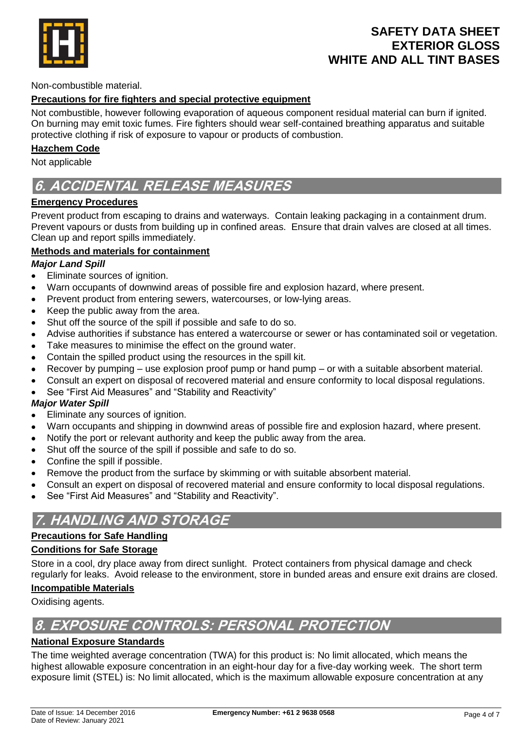Non-combustible material.

**Precautions for fire fighters and special protective equipment**

Not combustible, however following evaporation of aqueous component residual material can burn if ignited. On burning may emit toxic fumes. Fire fighters should wear self-contained breathing apparatus and suitable protective clothing if risk of exposure to vapour or products of combustion.

**Hazchem Code**

Not applicable

## 6. ACCIDENTAL RELEASE MEASURES

**Emergency Procedures**

Prevent product from escaping to drains and waterways. Contain leaking packaging in a containment drum. Prevent vapours or dusts from building up in confined areas. Ensure that drain valves are closed at all times. Clean up and report spills immediately.

**Methods and materials for containment**

***Major Land Spill***

- Eliminate sources of ignition.
- Warn occupants of downwind areas of possible fire and explosion hazard, where present.
- Prevent product from entering sewers, watercourses, or low-lying areas.
- Keep the public away from the area.
- Shut off the source of the spill if possible and safe to do so.
- Advise authorities if substance has entered a watercourse or sewer or has contaminated soil or vegetation.
- Take measures to minimise the effect on the ground water.
- Contain the spilled product using the resources in the spill kit.
- Recover by pumping – use explosion proof pump or hand pump – or with a suitable absorbent material.
- Consult an expert on disposal of recovered material and ensure conformity to local disposal regulations.
- See "First Aid Measures" and "Stability and Reactivity"

***Major Water Spill***

- Eliminate any sources of ignition.
- Warn occupants and shipping in downwind areas of possible fire and explosion hazard, where present.
- Notify the port or relevant authority and keep the public away from the area.
- Shut off the source of the spill if possible and safe to do so.
- Confine the spill if possible.
- Remove the product from the surface by skimming or with suitable absorbent material.
- Consult an expert on disposal of recovered material and ensure conformity to local disposal regulations.
- See "First Aid Measures" and "Stability and Reactivity".

## 7. HANDLING AND STORAGE

**Precautions for Safe Handling**

**Conditions for Safe Storage**

Store in a cool, dry place away from direct sunlight. Protect containers from physical damage and check regularly for leaks. Avoid release to the environment, store in bunded areas and ensure exit drains are closed.

**Incompatible Materials**

Oxidising agents.

## 8. EXPOSURE CONTROLS: PERSONAL PROTECTION

**National Exposure Standards**

The time weighted average concentration (TWA) for this product is: No limit allocated, which means the highest allowable exposure concentration in an eight-hour day for a five-day working week. The short term exposure limit (STEL) is: No limit allocated, which is the maximum allowable exposure concentration at any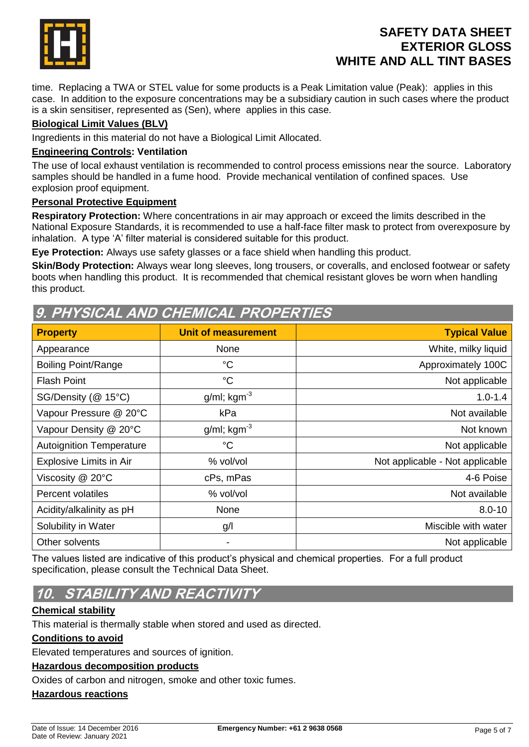time. Replacing a TWA or STEL value for some products is a Peak Limitation value (Peak): applies in this case. In addition to the exposure concentrations may be a subsidiary caution in such cases where the product is a skin sensitiser, represented as (Sen), where applies in this case.

**Biological Limit Values (BLV)**

Ingredients in this material do not have a Biological Limit Allocated.

**Engineering Controls: Ventilation**

The use of local exhaust ventilation is recommended to control process emissions near the source. Laboratory samples should be handled in a fume hood. Provide mechanical ventilation of confined spaces. Use explosion proof equipment.

**Personal Protective Equipment**

**Respiratory Protection:** Where concentrations in air may approach or exceed the limits described in the National Exposure Standards, it is recommended to use a half-face filter mask to protect from overexposure by inhalation. A type 'A' filter material is considered suitable for this product.

**Eye Protection:** Always use safety glasses or a face shield when handling this product.

**Skin/Body Protection:** Always wear long sleeves, long trousers, or coveralls, and enclosed footwear or safety boots when handling this product. It is recommended that chemical resistant gloves be worn when handling this product.

## 9. PHYSICAL AND CHEMICAL PROPERTIES

| Property | Unit of measurement | Typical Value |
|---|---|---|
| Appearance | None | White, milky liquid |
| Boiling Point/Range | °C | Approximately 100C |
| Flash Point | °C | Not applicable |
| SG/Density (@ 15°C) | g/ml; $kgm^{-3}$ | 1.0-1.4 |
| Vapour Pressure @ 20°C | kPa | Not available |
| Vapour Density @ 20°C | g/ml; $kgm^{-3}$ | Not known |
| Autoignition Temperature | °C | Not applicable |
| Explosive Limits in Air | % vol/vol | Not applicable - Not applicable |
| Viscosity @ 20°C | cPs, mPas | 4-6 Poise |
| Percent volatiles | % vol/vol | Not available |
| Acidity/alkalinity as pH | None | 8.0-10 |
| Solubility in Water | g/l | Miscible with water |
| Other solvents | - | Not applicable |

The values listed are indicative of this product's physical and chemical properties. For a full product specification, please consult the Technical Data Sheet.

## 10. STABILITY AND REACTIVITY

**Chemical stability**

This material is thermally stable when stored and used as directed.

**Conditions to avoid**

Elevated temperatures and sources of ignition.

**Hazardous decomposition products**

Oxides of carbon and nitrogen, smoke and other toxic fumes.

**Hazardous reactions**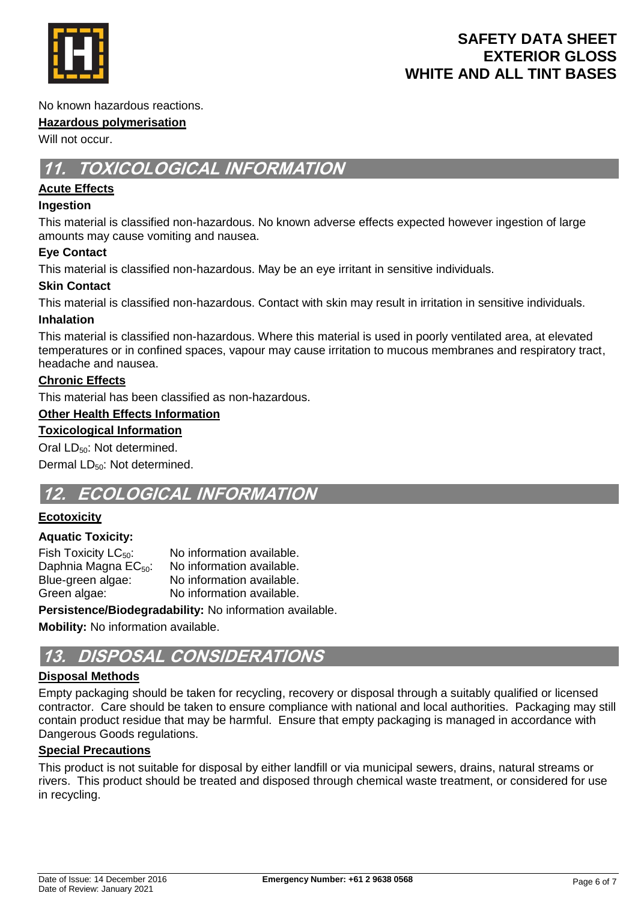No known hazardous reactions.

**Hazardous polymerisation**

Will not occur.

## 11. TOXICOLOGICAL INFORMATION

**Acute Effects**

**Ingestion**

This material is classified non-hazardous. No known adverse effects expected however ingestion of large amounts may cause vomiting and nausea.

**Eye Contact**

This material is classified non-hazardous. May be an eye irritant in sensitive individuals.

**Skin Contact**

This material is classified non-hazardous. Contact with skin may result in irritation in sensitive individuals.

**Inhalation**

This material is classified non-hazardous. Where this material is used in poorly ventilated area, at elevated temperatures or in confined spaces, vapour may cause irritation to mucous membranes and respiratory tract, headache and nausea.

**Chronic Effects**

This material has been classified as non-hazardous.

**Other Health Effects Information**

**Toxicological Information**

Oral $LD_{50}$: Not determined.

Dermal $LD_{50}$: Not determined.

## 12. ECOLOGICAL INFORMATION

**Ecotoxicity**

**Aquatic Toxicity:**

Fish Toxicity $LC_{50}$: No information available.
Daphnia Magna $EC_{50}$: No information available.
Blue-green algae: No information available.
Green algae: No information available.

**Persistence/Biodegradability:** No information available.

**Mobility:** No information available.

## 13. DISPOSAL CONSIDERATIONS

**Disposal Methods**

Empty packaging should be taken for recycling, recovery or disposal through a suitably qualified or licensed contractor. Care should be taken to ensure compliance with national and local authorities. Packaging may still contain product residue that may be harmful. Ensure that empty packaging is managed in accordance with Dangerous Goods regulations.

**Special Precautions**

This product is not suitable for disposal by either landfill or via municipal sewers, drains, natural streams or rivers. This product should be treated and disposed through chemical waste treatment, or considered for use in recycling.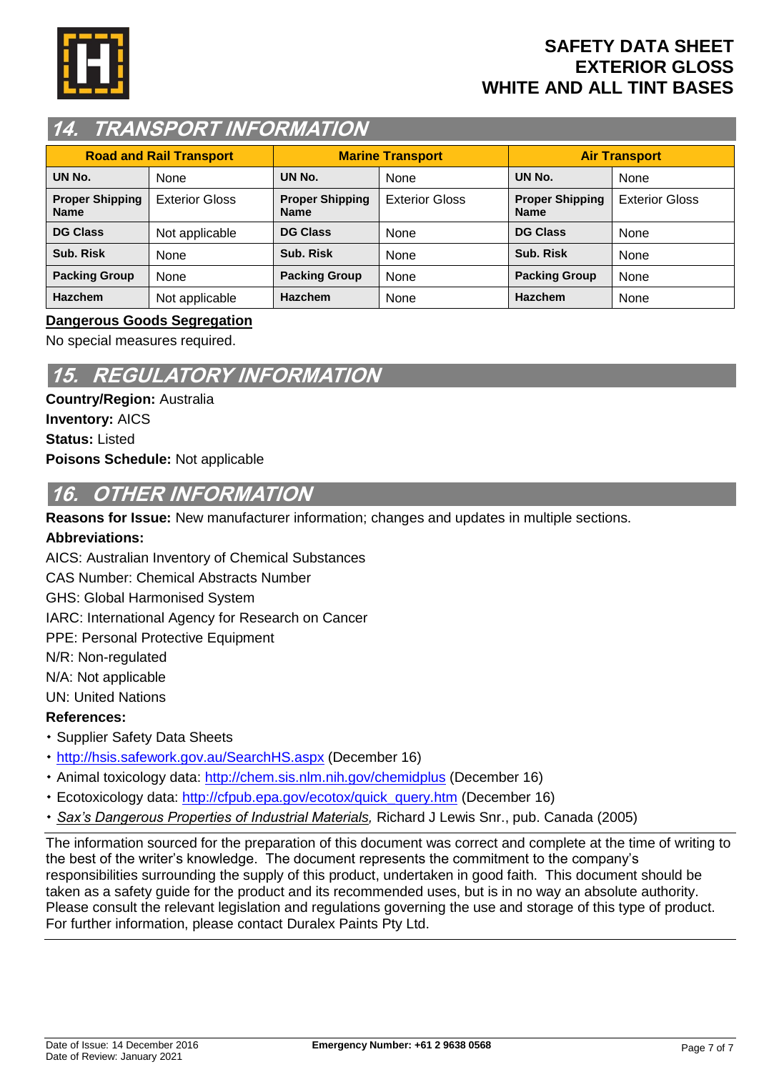## 14. TRANSPORT INFORMATION

| Road and Rail Transport | | Marine Transport | | Air Transport | |
|---|---|---|---|---|---|
| **UN No.** | None | **UN No.** | None | **UN No.** | None |
| **Proper Shipping Name** | Exterior Gloss | **Proper Shipping Name** | Exterior Gloss | **Proper Shipping Name** | Exterior Gloss |
| **DG Class** | Not applicable | **DG Class** | None | **DG Class** | None |
| **Sub. Risk** | None | **Sub. Risk** | None | **Sub. Risk** | None |
| **Packing Group** | None | **Packing Group** | None | **Packing Group** | None |
| **Hazchem** | Not applicable | **Hazchem** | None | **Hazchem** | None |

**Dangerous Goods Segregation**

No special measures required.

## 15. REGULATORY INFORMATION

**Country/Region:** Australia
**Inventory:** AICS
**Status:** Listed
**Poisons Schedule:** Not applicable

## 16. OTHER INFORMATION

**Reasons for Issue:** New manufacturer information; changes and updates in multiple sections.

**Abbreviations:**

AICS: Australian Inventory of Chemical Substances
CAS Number: Chemical Abstracts Number
GHS: Global Harmonised System
IARC: International Agency for Research on Cancer
PPE: Personal Protective Equipment
N/R: Non-regulated
N/A: Not applicable
UN: United Nations

**References:**

- Supplier Safety Data Sheets
- http://hsis.safework.gov.au/SearchHS.aspx (December 16)
- Animal toxicology data: http://chem.sis.nlm.nih.gov/chemidplus (December 16)
- Ecotoxicology data: http://cfpub.epa.gov/ecotox/quick_query.htm (December 16)
- *Sax's Dangerous Properties of Industrial Materials,* Richard J Lewis Snr., pub. Canada (2005)

The information sourced for the preparation of this document was correct and complete at the time of writing to the best of the writer's knowledge. The document represents the commitment to the company's responsibilities surrounding the supply of this product, undertaken in good faith. This document should be taken as a safety guide for the product and its recommended uses, but is in no way an absolute authority. Please consult the relevant legislation and regulations governing the use and storage of this type of product. For further information, please contact Duralex Paints Pty Ltd.

Date of Issue: 14 December 2016
Date of Review: January 2021

**Emergency Number: +61 2 9638 0568**